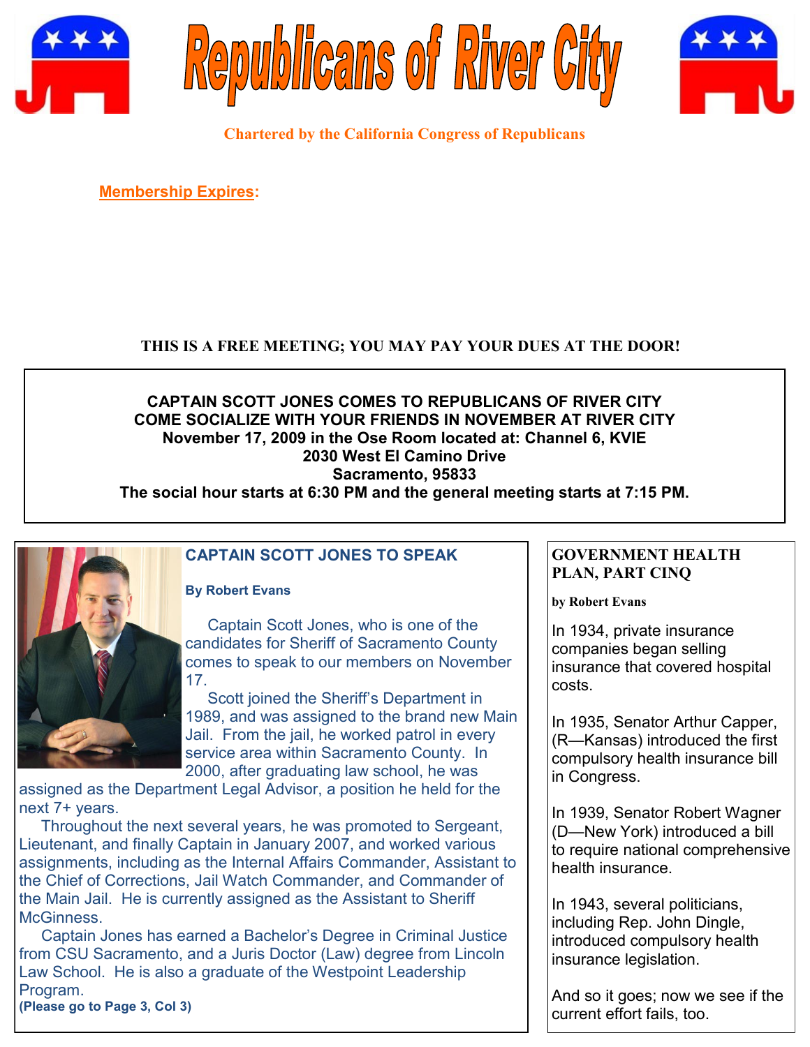# Republicans of River City

**Chartered by the California Congress of Republicans**

**Membership Expires:**

**THIS IS A FREE MEETING; YOU MAY PAY YOUR DUES AT THE DOOR!**

**CAPTAIN SCOTT JONES COMES TO REPUBLICANS OF RIVER CITY**
**COME SOCIALIZE WITH YOUR FRIENDS IN NOVEMBER AT RIVER CITY**
**November 17, 2009 in the Ose Room located at: Channel 6, KVIE**
**2030 West El Camino Drive**
**Sacramento, 95833**
**The social hour starts at 6:30 PM and the general meeting starts at 7:15 PM.**

## CAPTAIN SCOTT JONES TO SPEAK

**By Robert Evans**

Captain Scott Jones, who is one of the candidates for Sheriff of Sacramento County comes to speak to our members on November 17.

Scott joined the Sheriff's Department in 1989, and was assigned to the brand new Main Jail. From the jail, he worked patrol in every service area within Sacramento County. In 2000, after graduating law school, he was assigned as the Department Legal Advisor, a position he held for the next 7+ years.

Throughout the next several years, he was promoted to Sergeant, Lieutenant, and finally Captain in January 2007, and worked various assignments, including as the Internal Affairs Commander, Assistant to the Chief of Corrections, Jail Watch Commander, and Commander of the Main Jail. He is currently assigned as the Assistant to Sheriff McGinness.

Captain Jones has earned a Bachelor's Degree in Criminal Justice from CSU Sacramento, and a Juris Doctor (Law) degree from Lincoln Law School. He is also a graduate of the Westpoint Leadership Program.

**(Please go to Page 3, Col 3)**

## GOVERNMENT HEALTH PLAN, PART CINQ

**by Robert Evans**

In 1934, private insurance companies began selling insurance that covered hospital costs.

In 1935, Senator Arthur Capper, (R—Kansas) introduced the first compulsory health insurance bill in Congress.

In 1939, Senator Robert Wagner (D—New York) introduced a bill to require national comprehensive health insurance.

In 1943, several politicians, including Rep. John Dingle, introduced compulsory health insurance legislation.

And so it goes; now we see if the current effort fails, too.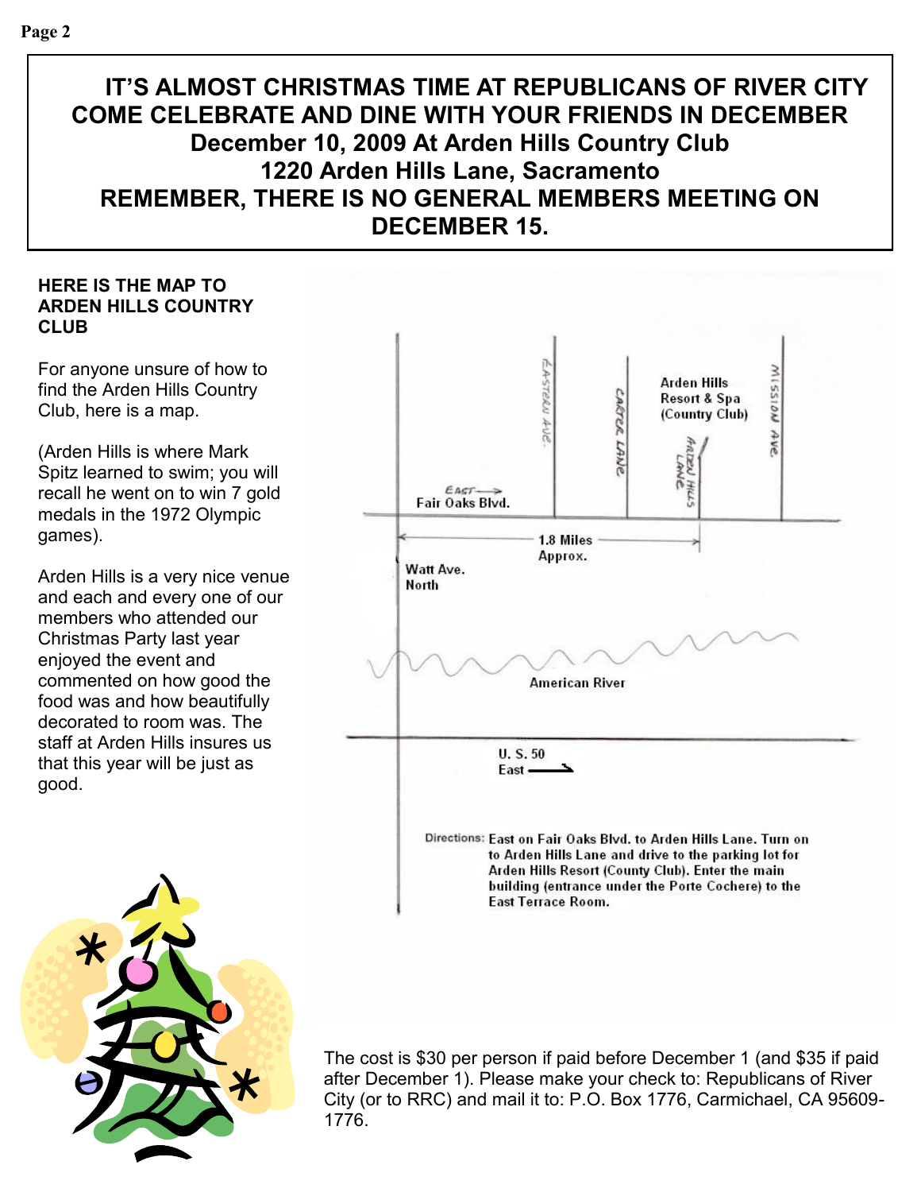**IT'S ALMOST CHRISTMAS TIME AT REPUBLICANS OF RIVER CITY**
**COME CELEBRATE AND DINE WITH YOUR FRIENDS IN DECEMBER**
**December 10, 2009 At Arden Hills Country Club**
**1220 Arden Hills Lane, Sacramento**
**REMEMBER, THERE IS NO GENERAL MEMBERS MEETING ON DECEMBER 15.**

### HERE IS THE MAP TO ARDEN HILLS COUNTRY CLUB

For anyone unsure of how to find the Arden Hills Country Club, here is a map.

(Arden Hills is where Mark Spitz learned to swim; you will recall he went on to win 7 gold medals in the 1972 Olympic games).

Arden Hills is a very nice venue and each and every one of our members who attended our Christmas Party last year enjoyed the event and commented on how good the food was and how beautifully decorated to room was. The staff at Arden Hills insures us that this year will be just as good.

Eastern Ave. · Carter Lane · Arden Hills Lane · Mission Ave. · Arden Hills Resort & Spa (Country Club) · East → Fair Oaks Blvd. · 1.8 Miles Approx. · Watt Ave. North · American River · U. S. 50 East

Directions: East on Fair Oaks Blvd. to Arden Hills Lane. Turn on to Arden Hills Lane and drive to the parking lot for Arden Hills Resort (County Club). Enter the main building (entrance under the Porte Cochere) to the East Terrace Room.

The cost is $30 per person if paid before December 1 (and $35 if paid after December 1). Please make your check to: Republicans of River City (or to RRC) and mail it to: P.O. Box 1776, Carmichael, CA 95609-1776.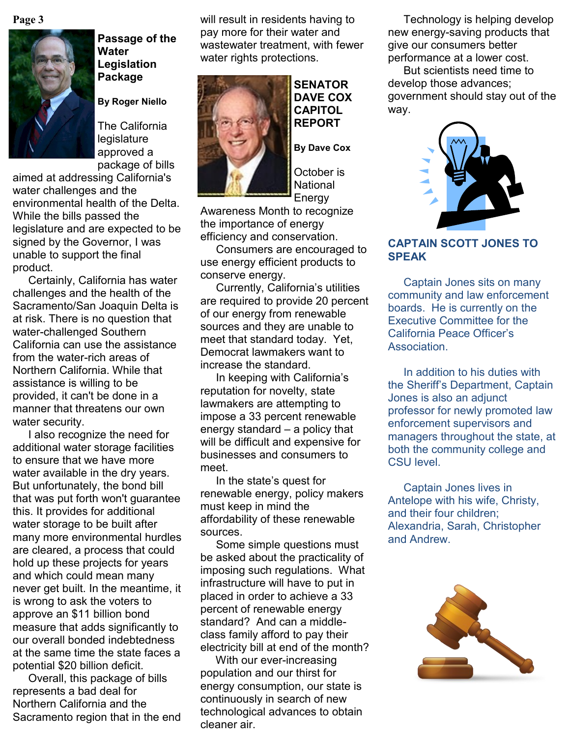## Passage of the Water Legislation Package

**By Roger Niello**

The California legislature approved a package of bills aimed at addressing California's water challenges and the environmental health of the Delta. While the bills passed the legislature and are expected to be signed by the Governor, I was unable to support the final product.

Certainly, California has water challenges and the health of the Sacramento/San Joaquin Delta is at risk. There is no question that water-challenged Southern California can use the assistance from the water-rich areas of Northern California. While that assistance is willing to be provided, it can't be done in a manner that threatens our own water security.

I also recognize the need for additional water storage facilities to ensure that we have more water available in the dry years. But unfortunately, the bond bill that was put forth won't guarantee this. It provides for additional water storage to be built after many more environmental hurdles are cleared, a process that could hold up these projects for years and which could mean many never get built. In the meantime, it is wrong to ask the voters to approve an $11 billion bond measure that adds significantly to our overall bonded indebtedness at the same time the state faces a potential $20 billion deficit.

Overall, this package of bills represents a bad deal for Northern California and the Sacramento region that in the end will result in residents having to pay more for their water and wastewater treatment, with fewer water rights protections.

## SENATOR DAVE COX CAPITOL REPORT

**By Dave Cox**

October is National Energy Awareness Month to recognize the importance of energy efficiency and conservation.

Consumers are encouraged to use energy efficient products to conserve energy.

Currently, California's utilities are required to provide 20 percent of our energy from renewable sources and they are unable to meet that standard today. Yet, Democrat lawmakers want to increase the standard.

In keeping with California's reputation for novelty, state lawmakers are attempting to impose a 33 percent renewable energy standard – a policy that will be difficult and expensive for businesses and consumers to meet.

In the state's quest for renewable energy, policy makers must keep in mind the affordability of these renewable sources.

Some simple questions must be asked about the practicality of imposing such regulations. What infrastructure will have to put in placed in order to achieve a 33 percent of renewable energy standard? And can a middle-class family afford to pay their electricity bill at end of the month?

With our ever-increasing population and our thirst for energy consumption, our state is continuously in search of new technological advances to obtain cleaner air.

Technology is helping develop new energy-saving products that give our consumers better performance at a lower cost.

But scientists need time to develop those advances; government should stay out of the way.

## CAPTAIN SCOTT JONES TO SPEAK

Captain Jones sits on many community and law enforcement boards. He is currently on the Executive Committee for the California Peace Officer's Association.

In addition to his duties with the Sheriff's Department, Captain Jones is also an adjunct professor for newly promoted law enforcement supervisors and managers throughout the state, at both the community college and CSU level.

Captain Jones lives in Antelope with his wife, Christy, and their four children; Alexandria, Sarah, Christopher and Andrew.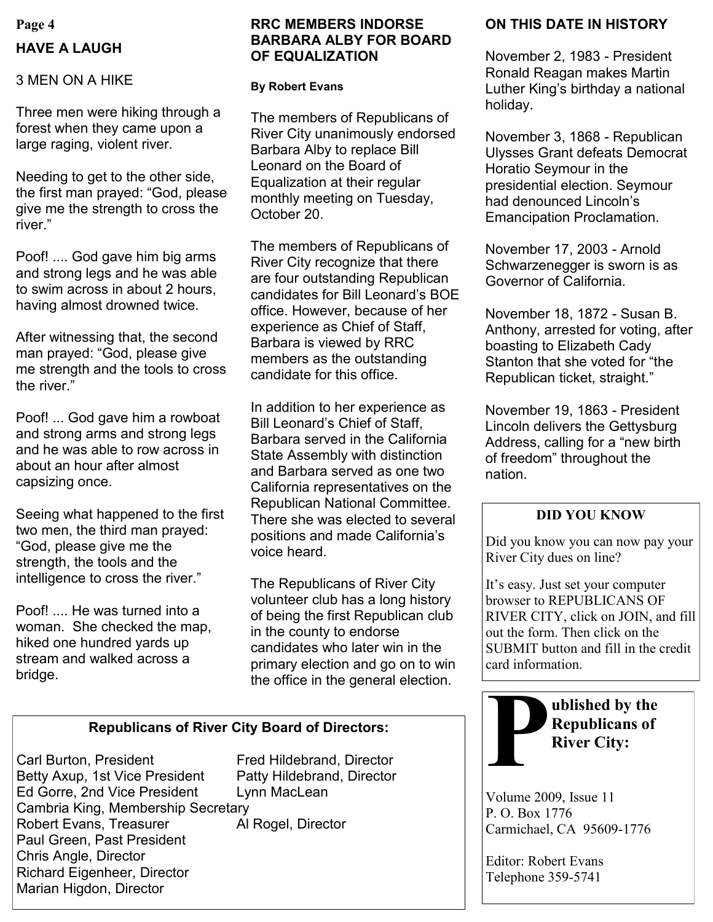## HAVE A LAUGH

### 3 MEN ON A HIKE

Three men were hiking through a forest when they came upon a large raging, violent river.

Needing to get to the other side, the first man prayed: "God, please give me the strength to cross the river."

Poof! .... God gave him big arms and strong legs and he was able to swim across in about 2 hours, having almost drowned twice.

After witnessing that, the second man prayed: "God, please give me strength and the tools to cross the river."

Poof! ... God gave him a rowboat and strong arms and strong legs and he was able to row across in about an hour after almost capsizing once.

Seeing what happened to the first two men, the third man prayed: "God, please give me the strength, the tools and the intelligence to cross the river."

Poof! .... He was turned into a woman. She checked the map, hiked one hundred yards up stream and walked across a bridge.

## RRC MEMBERS INDORSE BARBARA ALBY FOR BOARD OF EQUALIZATION

**By Robert Evans**

The members of Republicans of River City unanimously endorsed Barbara Alby to replace Bill Leonard on the Board of Equalization at their regular monthly meeting on Tuesday, October 20.

The members of Republicans of River City recognize that there are four outstanding Republican candidates for Bill Leonard's BOE office. However, because of her experience as Chief of Staff, Barbara is viewed by RRC members as the outstanding candidate for this office.

In addition to her experience as Bill Leonard's Chief of Staff, Barbara served in the California State Assembly with distinction and Barbara served as one two California representatives on the Republican National Committee. There she was elected to several positions and made California's voice heard.

The Republicans of River City volunteer club has a long history of being the first Republican club in the county to endorse candidates who later win in the primary election and go on to win the office in the general election.

## ON THIS DATE IN HISTORY

November 2, 1983 - President Ronald Reagan makes Martin Luther King's birthday a national holiday.

November 3, 1868 - Republican Ulysses Grant defeats Democrat Horatio Seymour in the presidential election. Seymour had denounced Lincoln's Emancipation Proclamation.

November 17, 2003 - Arnold Schwarzenegger is sworn is as Governor of California.

November 18, 1872 - Susan B. Anthony, arrested for voting, after boasting to Elizabeth Cady Stanton that she voted for "the Republican ticket, straight."

November 19, 1863 - President Lincoln delivers the Gettysburg Address, calling for a "new birth of freedom" throughout the nation.

### DID YOU KNOW

Did you know you can now pay your River City dues on line?

It's easy. Just set your computer browser to REPUBLICANS OF RIVER CITY, click on JOIN, and fill out the form. Then click on the SUBMIT button and fill in the credit card information.

### Republicans of River City Board of Directors:

Carl Burton, President
Betty Axup, 1st Vice President
Ed Gorre, 2nd Vice President
Cambria King, Membership Secretary
Robert Evans, Treasurer
Paul Green, Past President
Chris Angle, Director
Richard Eigenheer, Director
Marian Higdon, Director
Fred Hildebrand, Director
Patty Hildebrand, Director
Lynn MacLean
Al Rogel, Director

**Published by the Republicans of River City:**

Volume 2009, Issue 11
P. O. Box 1776
Carmichael, CA 95609-1776

Editor: Robert Evans
Telephone 359-5741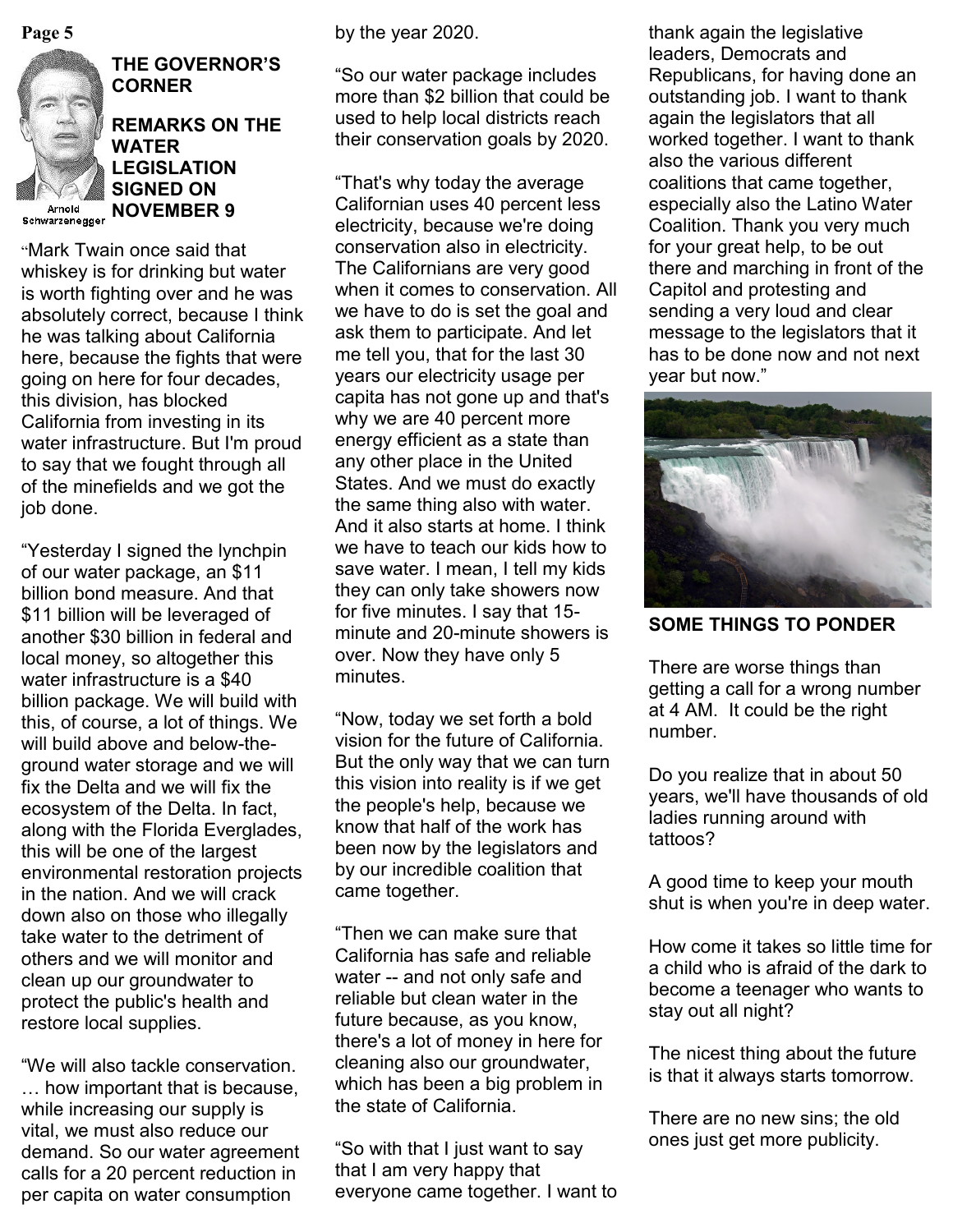## THE GOVERNOR'S CORNER

## REMARKS ON THE WATER LEGISLATION SIGNED ON NOVEMBER 9

Arnold Schwarzenegger

"Mark Twain once said that whiskey is for drinking but water is worth fighting over and he was absolutely correct, because I think he was talking about California here, because the fights that were going on here for four decades, this division, has blocked California from investing in its water infrastructure. But I'm proud to say that we fought through all of the minefields and we got the job done.

"Yesterday I signed the lynchpin of our water package, an $11 billion bond measure. And that $11 billion will be leveraged of another $30 billion in federal and local money, so altogether this water infrastructure is a $40 billion package. We will build with this, of course, a lot of things. We will build above and below-the-ground water storage and we will fix the Delta and we will fix the ecosystem of the Delta. In fact, along with the Florida Everglades, this will be one of the largest environmental restoration projects in the nation. And we will crack down also on those who illegally take water to the detriment of others and we will monitor and clean up our groundwater to protect the public's health and restore local supplies.

"We will also tackle conservation. … how important that is because, while increasing our supply is vital, we must also reduce our demand. So our water agreement calls for a 20 percent reduction in per capita on water consumption by the year 2020.

"So our water package includes more than $2 billion that could be used to help local districts reach their conservation goals by 2020.

"That's why today the average Californian uses 40 percent less electricity, because we're doing conservation also in electricity. The Californians are very good when it comes to conservation. All we have to do is set the goal and ask them to participate. And let me tell you, that for the last 30 years our electricity usage per capita has not gone up and that's why we are 40 percent more energy efficient as a state than any other place in the United States. And we must do exactly the same thing also with water. And it also starts at home. I think we have to teach our kids how to save water. I mean, I tell my kids they can only take showers now for five minutes. I say that 15-minute and 20-minute showers is over. Now they have only 5 minutes.

"Now, today we set forth a bold vision for the future of California. But the only way that we can turn this vision into reality is if we get the people's help, because we know that half of the work has been now by the legislators and by our incredible coalition that came together.

"Then we can make sure that California has safe and reliable water -- and not only safe and reliable but clean water in the future because, as you know, there's a lot of money in here for cleaning also our groundwater, which has been a big problem in the state of California.

"So with that I just want to say that I am very happy that everyone came together. I want to thank again the legislative leaders, Democrats and Republicans, for having done an outstanding job. I want to thank again the legislators that all worked together. I want to thank also the various different coalitions that came together, especially also the Latino Water Coalition. Thank you very much for your great help, to be out there and marching in front of the Capitol and protesting and sending a very loud and clear message to the legislators that it has to be done now and not next year but now."

## SOME THINGS TO PONDER

There are worse things than getting a call for a wrong number at 4 AM. It could be the right number.

Do you realize that in about 50 years, we'll have thousands of old ladies running around with tattoos?

A good time to keep your mouth shut is when you're in deep water.

How come it takes so little time for a child who is afraid of the dark to become a teenager who wants to stay out all night?

The nicest thing about the future is that it always starts tomorrow.

There are no new sins; the old ones just get more publicity.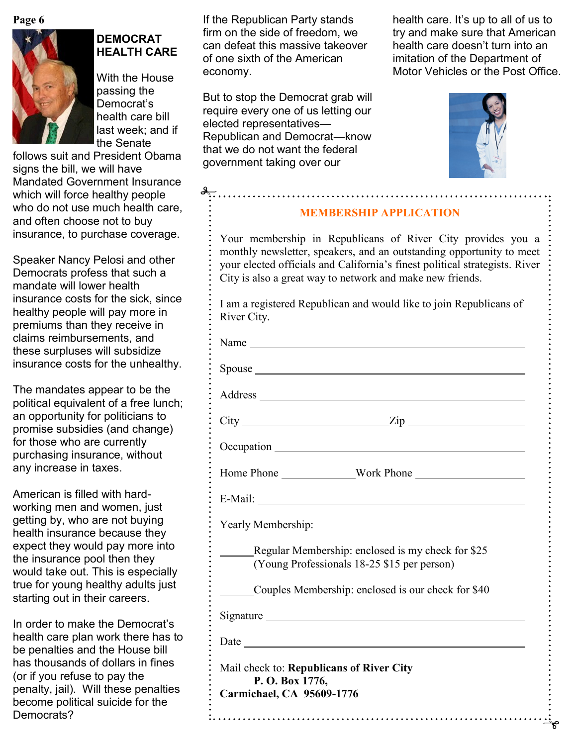## DEMOCRAT HEALTH CARE

With the House passing the Democrat's health care bill last week; and if the Senate follows suit and President Obama signs the bill, we will have Mandated Government Insurance which will force healthy people who do not use much health care, and often choose not to buy insurance, to purchase coverage.

Speaker Nancy Pelosi and other Democrats profess that such a mandate will lower health insurance costs for the sick, since healthy people will pay more in premiums than they receive in claims reimbursements, and these surpluses will subsidize insurance costs for the unhealthy.

The mandates appear to be the political equivalent of a free lunch; an opportunity for politicians to promise subsidies (and change) for those who are currently purchasing insurance, without any increase in taxes.

American is filled with hard-working men and women, just getting by, who are not buying health insurance because they expect they would pay more into the insurance pool then they would take out. This is especially true for young healthy adults just starting out in their careers.

In order to make the Democrat's health care plan work there has to be penalties and the House bill has thousands of dollars in fines (or if you refuse to pay the penalty, jail). Will these penalties become political suicide for the Democrats?

If the Republican Party stands firm on the side of freedom, we can defeat this massive takeover of one sixth of the American economy.

But to stop the Democrat grab will require every one of us letting our elected representatives—Republican and Democrat—know that we do not want the federal government taking over our health care. It's up to all of us to try and make sure that American health care doesn't turn into an imitation of the Department of Motor Vehicles or the Post Office.

---

### MEMBERSHIP APPLICATION

Your membership in Republicans of River City provides you a monthly newsletter, speakers, and an outstanding opportunity to meet your elected officials and California's finest political strategists. River City is also a great way to network and make new friends.

I am a registered Republican and would like to join Republicans of River City.

Name ______________________________

Spouse ______________________________

Address ______________________________

City ____________________ Zip ______________

Occupation ______________________________

Home Phone ____________ Work Phone ______________

E-Mail: ______________________________

Yearly Membership:

______ Regular Membership: enclosed is my check for $25 (Young Professionals 18-25 $15 per person)

______ Couples Membership: enclosed is our check for $40

Signature ______________________________

Date ______________________________

Mail check to: **Republicans of River City**
**P. O. Box 1776,**
**Carmichael, CA 95609-1776**